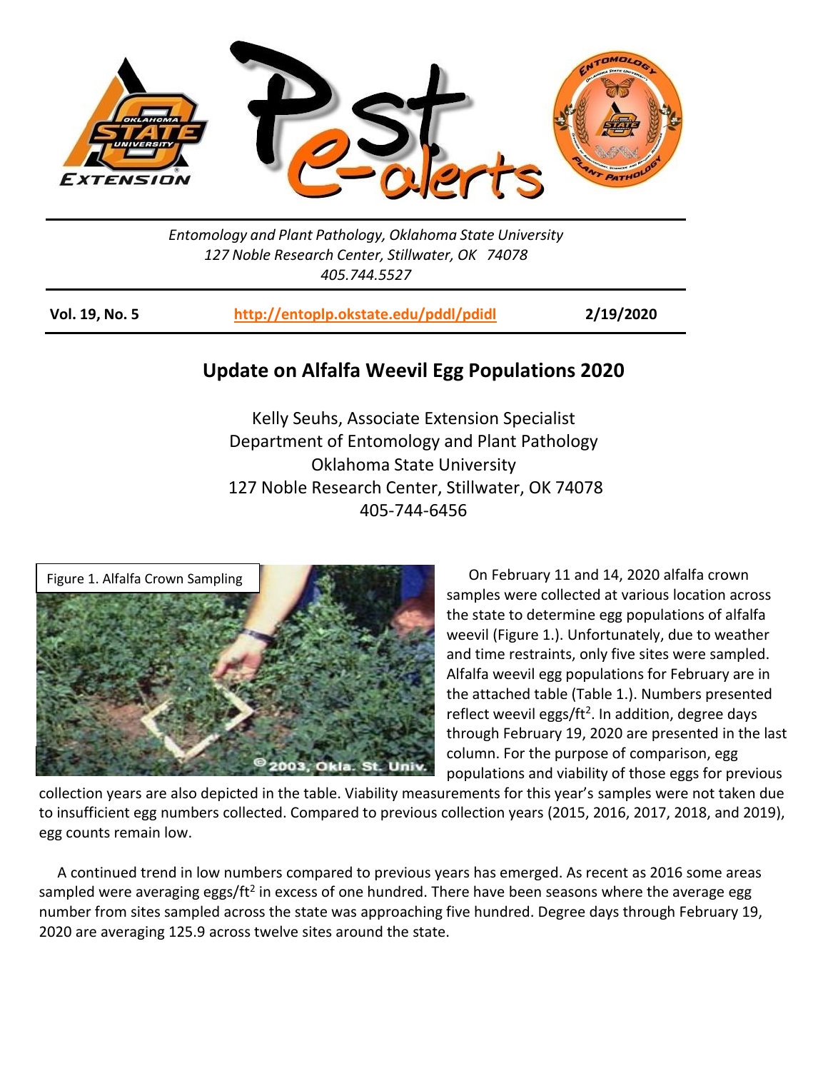*Entomology and Plant Pathology, Oklahoma State University*
*127 Noble Research Center, Stillwater, OK 74078*
*405.744.5527*

**Vol. 19, No. 5** **http://entoplp.okstate.edu/pddl/pdidl** **2/19/2020**

# Update on Alfalfa Weevil Egg Populations 2020

Kelly Seuhs, Associate Extension Specialist
Department of Entomology and Plant Pathology
Oklahoma State University
127 Noble Research Center, Stillwater, OK 74078
405-744-6456

Figure 1. Alfalfa Crown Sampling

On February 11 and 14, 2020 alfalfa crown samples were collected at various location across the state to determine egg populations of alfalfa weevil (Figure 1.). Unfortunately, due to weather and time restraints, only five sites were sampled. Alfalfa weevil egg populations for February are in the attached table (Table 1.). Numbers presented reflect weevil eggs/ft$^2$. In addition, degree days through February 19, 2020 are presented in the last column. For the purpose of comparison, egg populations and viability of those eggs for previous collection years are also depicted in the table. Viability measurements for this year's samples were not taken due to insufficient egg numbers collected. Compared to previous collection years (2015, 2016, 2017, 2018, and 2019), egg counts remain low.

A continued trend in low numbers compared to previous years has emerged. As recent as 2016 some areas sampled were averaging eggs/ft$^2$ in excess of one hundred. There have been seasons where the average egg number from sites sampled across the state was approaching five hundred. Degree days through February 19, 2020 are averaging 125.9 across twelve sites around the state.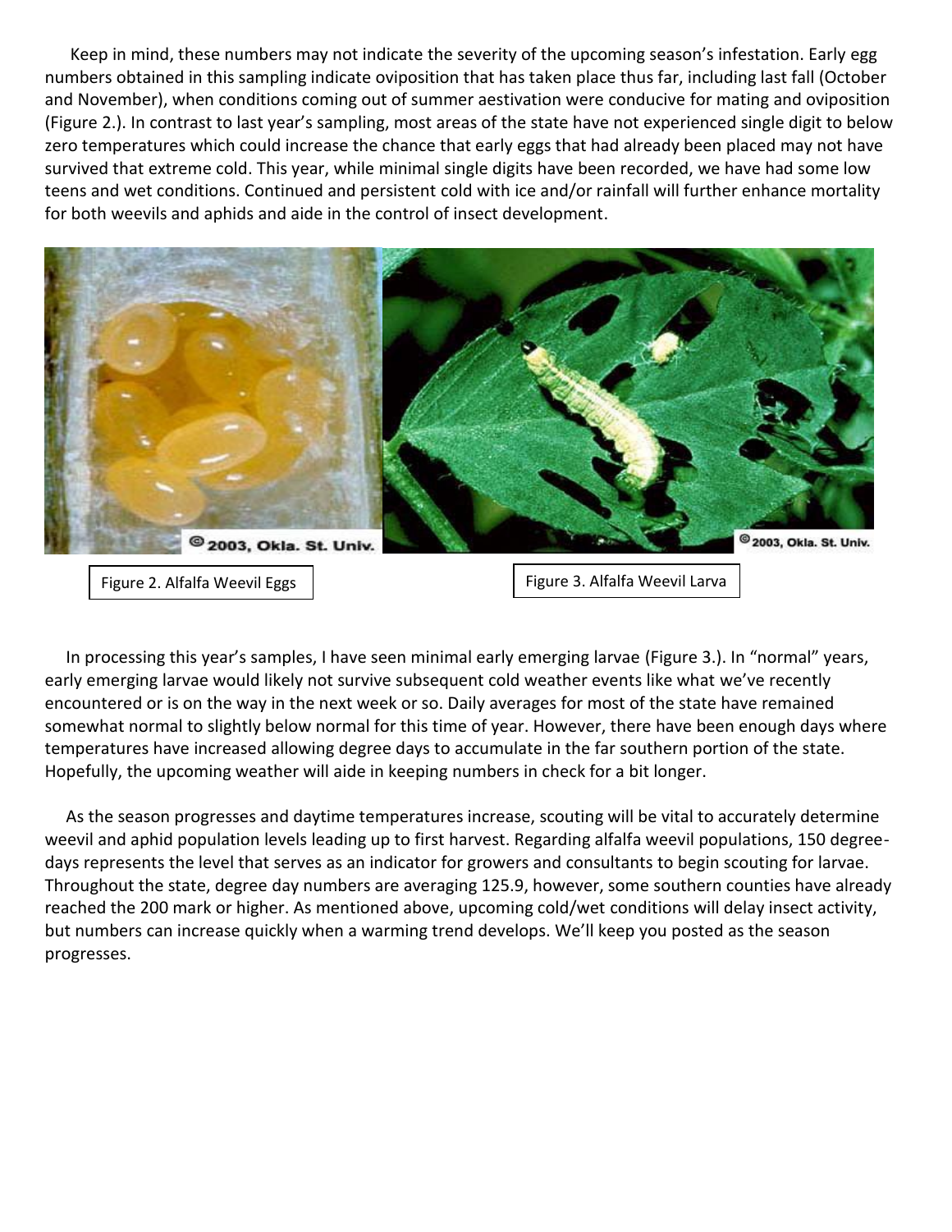Keep in mind, these numbers may not indicate the severity of the upcoming season's infestation. Early egg numbers obtained in this sampling indicate oviposition that has taken place thus far, including last fall (October and November), when conditions coming out of summer aestivation were conducive for mating and oviposition (Figure 2.). In contrast to last year's sampling, most areas of the state have not experienced single digit to below zero temperatures which could increase the chance that early eggs that had already been placed may not have survived that extreme cold. This year, while minimal single digits have been recorded, we have had some low teens and wet conditions. Continued and persistent cold with ice and/or rainfall will further enhance mortality for both weevils and aphids and aide in the control of insect development.

Figure 2. Alfalfa Weevil Eggs

Figure 3. Alfalfa Weevil Larva

In processing this year's samples, I have seen minimal early emerging larvae (Figure 3.). In "normal" years, early emerging larvae would likely not survive subsequent cold weather events like what we've recently encountered or is on the way in the next week or so. Daily averages for most of the state have remained somewhat normal to slightly below normal for this time of year. However, there have been enough days where temperatures have increased allowing degree days to accumulate in the far southern portion of the state. Hopefully, the upcoming weather will aide in keeping numbers in check for a bit longer.

As the season progresses and daytime temperatures increase, scouting will be vital to accurately determine weevil and aphid population levels leading up to first harvest. Regarding alfalfa weevil populations, 150 degree-days represents the level that serves as an indicator for growers and consultants to begin scouting for larvae. Throughout the state, degree day numbers are averaging 125.9, however, some southern counties have already reached the 200 mark or higher. As mentioned above, upcoming cold/wet conditions will delay insect activity, but numbers can increase quickly when a warming trend develops. We'll keep you posted as the season progresses.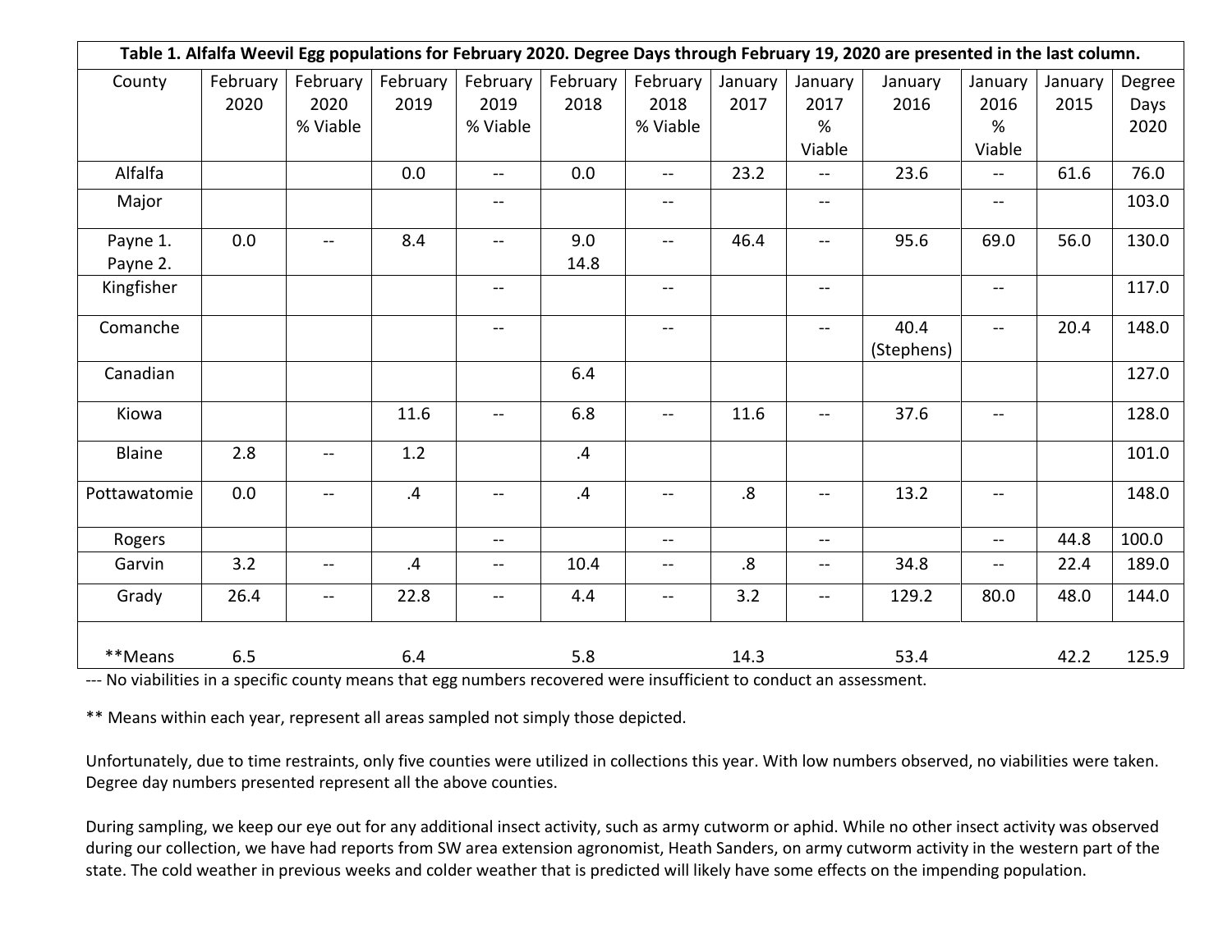| Table 1. Alfalfa Weevil Egg populations for February 2020. Degree Days through February 19, 2020 are presented in the last column. | | | | | | | | | | | | |
|---|---|---|---|---|---|---|---|---|---|---|---|---|
| County | February 2020 | February 2020 % Viable | February 2019 | February 2019 % Viable | February 2018 | February 2018 % Viable | January 2017 | January 2017 % Viable | January 2016 | January 2016 % Viable | January 2015 | Degree Days 2020 |
| Alfalfa | | | 0.0 | -- | 0.0 | -- | 23.2 | -- | 23.6 | -- | 61.6 | 76.0 |
| Major | | | | -- | | -- | | -- | | -- | | 103.0 |
| Payne 1. Payne 2. | 0.0 | -- | 8.4 | -- | 9.0 14.8 | -- | 46.4 | -- | 95.6 | 69.0 | 56.0 | 130.0 |
| Kingfisher | | | | -- | | -- | | -- | | -- | | 117.0 |
| Comanche | | | | -- | | -- | | -- | 40.4 (Stephens) | -- | 20.4 | 148.0 |
| Canadian | | | | | 6.4 | | | | | | | 127.0 |
| Kiowa | | | 11.6 | -- | 6.8 | -- | 11.6 | -- | 37.6 | -- | | 128.0 |
| Blaine | 2.8 | -- | 1.2 | | .4 | | | | | | | 101.0 |
| Pottawatomie | 0.0 | -- | .4 | -- | .4 | -- | .8 | -- | 13.2 | -- | | 148.0 |
| Rogers | | | | -- | | -- | | -- | | -- | 44.8 | 100.0 |
| Garvin | 3.2 | -- | .4 | -- | 10.4 | -- | .8 | -- | 34.8 | -- | 22.4 | 189.0 |
| Grady | 26.4 | -- | 22.8 | -- | 4.4 | -- | 3.2 | -- | 129.2 | 80.0 | 48.0 | 144.0 |
| **Means | 6.5 | | 6.4 | | 5.8 | | 14.3 | | 53.4 | | 42.2 | 125.9 |

--- No viabilities in a specific county means that egg numbers recovered were insufficient to conduct an assessment.

** Means within each year, represent all areas sampled not simply those depicted.

Unfortunately, due to time restraints, only five counties were utilized in collections this year. With low numbers observed, no viabilities were taken. Degree day numbers presented represent all the above counties.

During sampling, we keep our eye out for any additional insect activity, such as army cutworm or aphid. While no other insect activity was observed during our collection, we have had reports from SW area extension agronomist, Heath Sanders, on army cutworm activity in the western part of the state. The cold weather in previous weeks and colder weather that is predicted will likely have some effects on the impending population.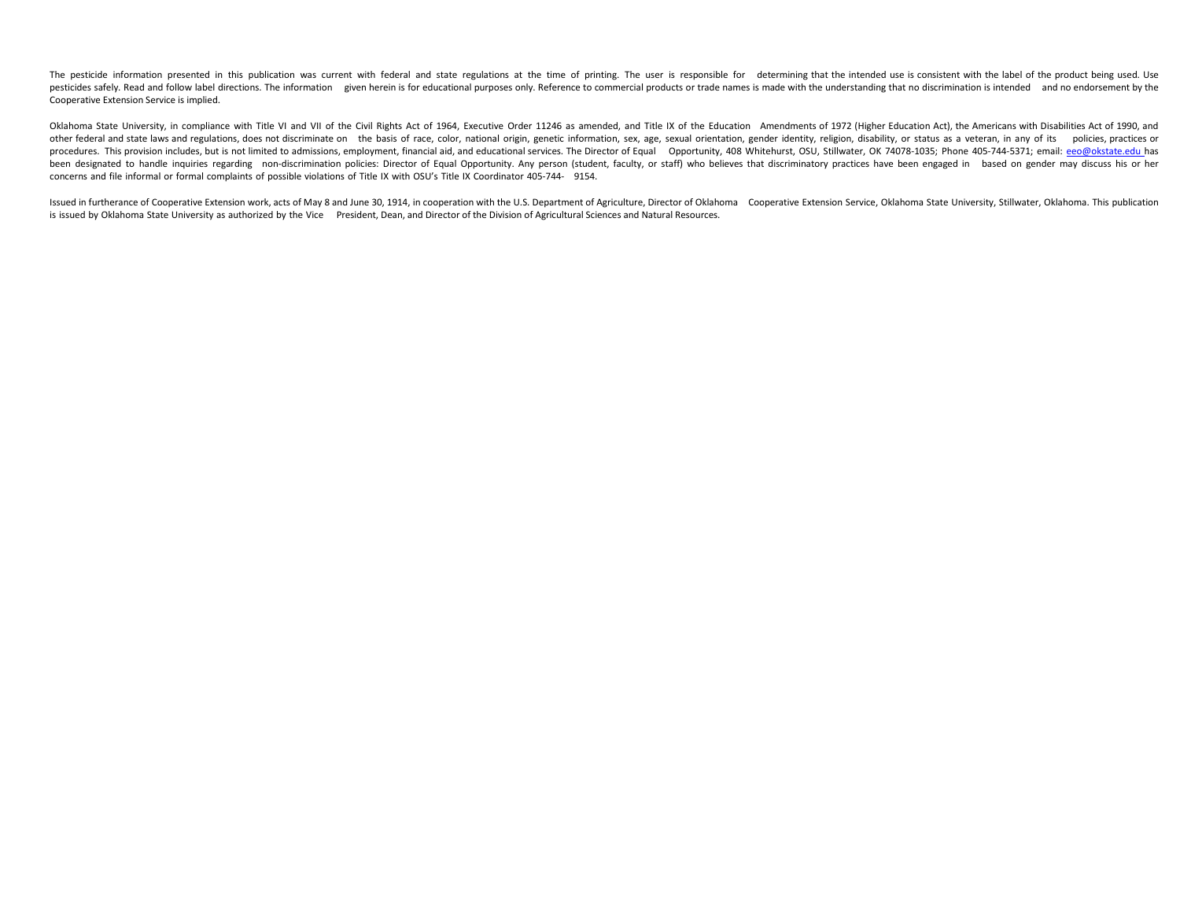The pesticide information presented in this publication was current with federal and state regulations at the time of printing. The user is responsible for determining that the intended use is consistent with the label of the product being used. Use pesticides safely. Read and follow label directions. The information given herein is for educational purposes only. Reference to commercial products or trade names is made with the understanding that no discrimination is intended and no endorsement by the Cooperative Extension Service is implied.

Oklahoma State University, in compliance with Title VI and VII of the Civil Rights Act of 1964, Executive Order 11246 as amended, and Title IX of the Education Amendments of 1972 (Higher Education Act), the Americans with Disabilities Act of 1990, and other federal and state laws and regulations, does not discriminate on the basis of race, color, national origin, genetic information, sex, age, sexual orientation, gender identity, religion, disability, or status as a veteran, in any of its policies, practices or procedures. This provision includes, but is not limited to admissions, employment, financial aid, and educational services. The Director of Equal Opportunity, 408 Whitehurst, OSU, Stillwater, OK 74078-1035; Phone 405-744-5371; email: eeo@okstate.edu has been designated to handle inquiries regarding non-discrimination policies: Director of Equal Opportunity. Any person (student, faculty, or staff) who believes that discriminatory practices have been engaged in based on gender may discuss his or her concerns and file informal or formal complaints of possible violations of Title IX with OSU's Title IX Coordinator 405-744- 9154.

Issued in furtherance of Cooperative Extension work, acts of May 8 and June 30, 1914, in cooperation with the U.S. Department of Agriculture, Director of Oklahoma Cooperative Extension Service, Oklahoma State University, Stillwater, Oklahoma. This publication is issued by Oklahoma State University as authorized by the Vice President, Dean, and Director of the Division of Agricultural Sciences and Natural Resources.